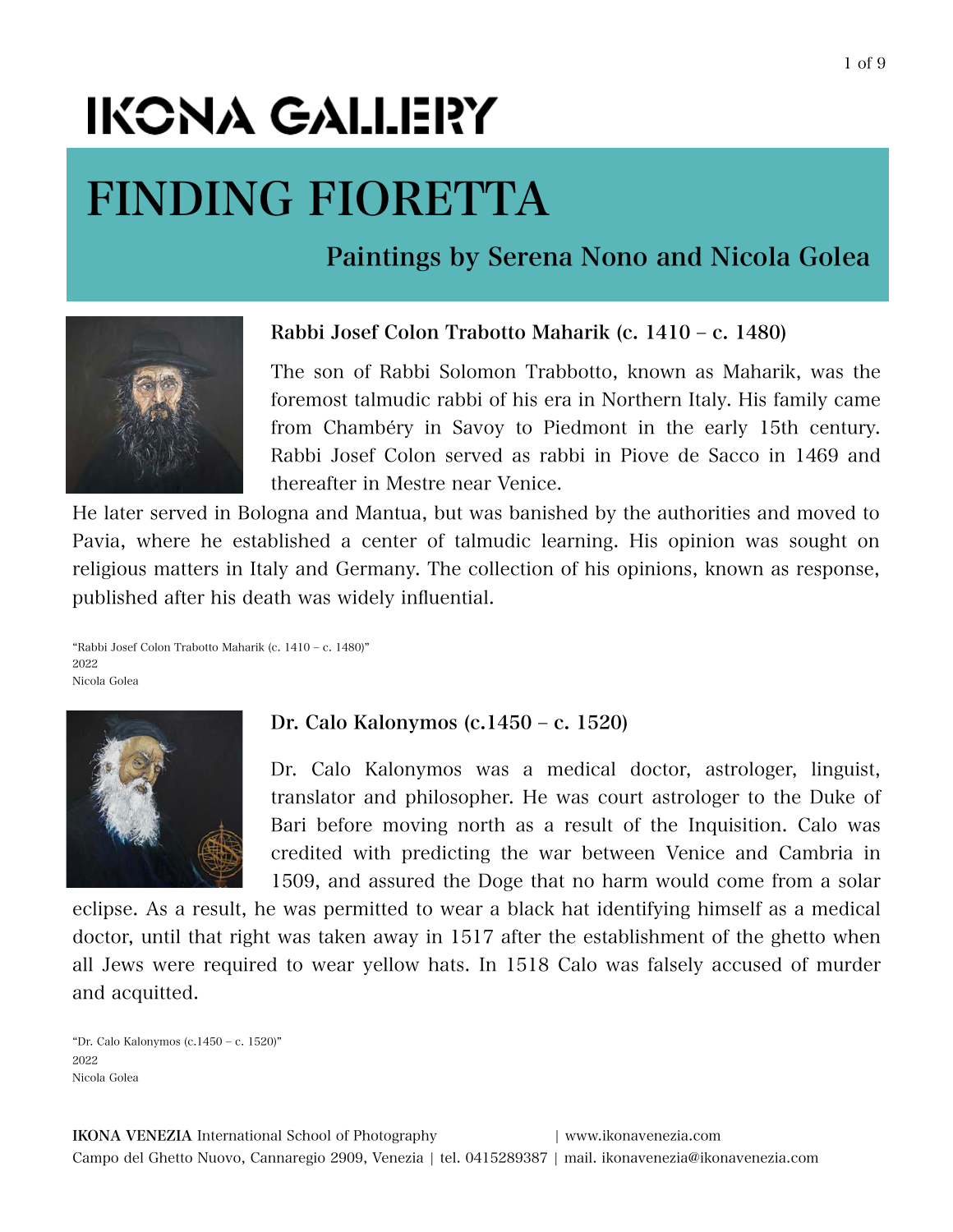# IKONA GALLERY

# FINDING FIORETTA

## Paintings by Serena Nono and Nicola Golea

### Rabbi Josef Colon Trabotto Maharik (c. 1410 – c. 1480)

The son of Rabbi Solomon Trabbotto, known as Maharik, was the foremost talmudic rabbi of his era in Northern Italy. His family came from Chambéry in Savoy to Piedmont in the early 15th century. Rabbi Josef Colon served as rabbi in Piove de Sacco in 1469 and thereafter in Mestre near Venice.

He later served in Bologna and Mantua, but was banished by the authorities and moved to Pavia, where he established a center of talmudic learning. His opinion was sought on religious matters in Italy and Germany. The collection of his opinions, known as response, published after his death was widely influential.

"Rabbi Josef Colon Trabotto Maharik (c. 1410 – c. 1480)"
2022
Nicola Golea

### Dr. Calo Kalonymos (c.1450 – c. 1520)

Dr. Calo Kalonymos was a medical doctor, astrologer, linguist, translator and philosopher. He was court astrologer to the Duke of Bari before moving north as a result of the Inquisition. Calo was credited with predicting the war between Venice and Cambria in 1509, and assured the Doge that no harm would come from a solar eclipse. As a result, he was permitted to wear a black hat identifying himself as a medical doctor, until that right was taken away in 1517 after the establishment of the ghetto when all Jews were required to wear yellow hats. In 1518 Calo was falsely accused of murder and acquitted.

"Dr. Calo Kalonymos (c.1450 – c. 1520)"
2022
Nicola Golea

**IKONA VENEZIA** International School of Photography | www.ikonavenezia.com
Campo del Ghetto Nuovo, Cannaregio 2909, Venezia | tel. 0415289387 | mail. ikonavenezia@ikonavenezia.com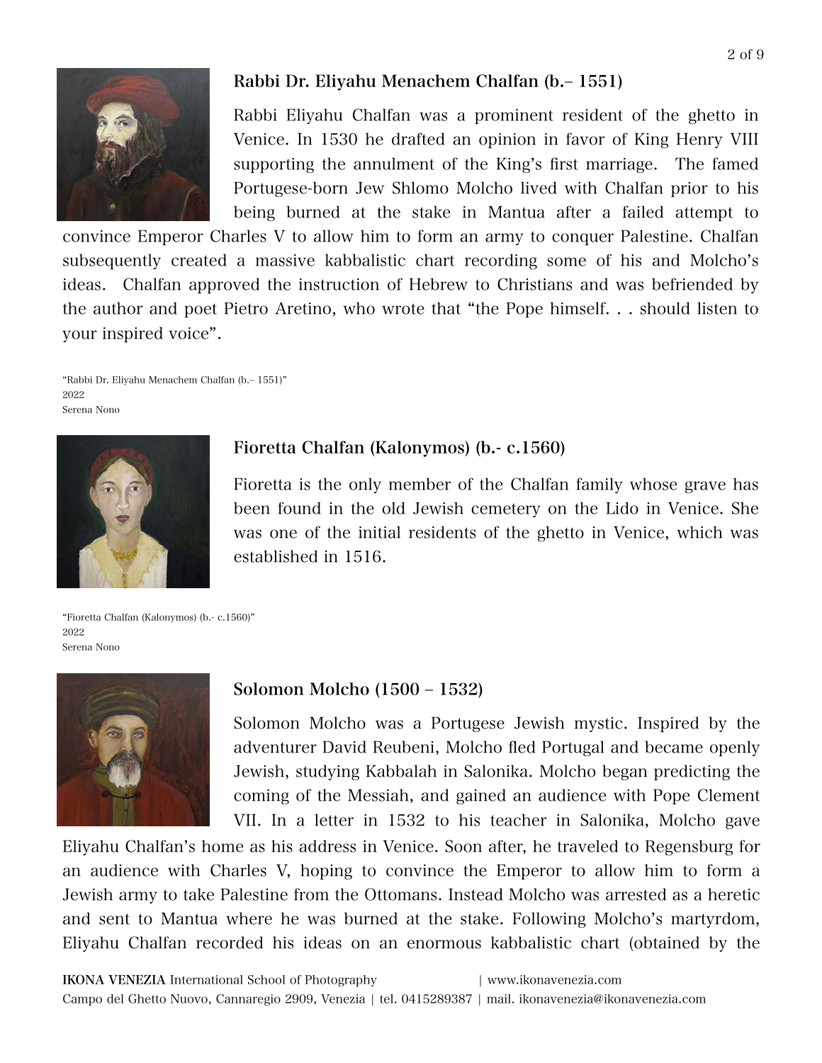### Rabbi Dr. Eliyahu Menachem Chalfan (b.– 1551)

Rabbi Eliyahu Chalfan was a prominent resident of the ghetto in Venice. In 1530 he drafted an opinion in favor of King Henry VIII supporting the annulment of the King's first marriage. The famed Portugese-born Jew Shlomo Molcho lived with Chalfan prior to his being burned at the stake in Mantua after a failed attempt to convince Emperor Charles V to allow him to form an army to conquer Palestine. Chalfan subsequently created a massive kabbalistic chart recording some of his and Molcho's ideas. Chalfan approved the instruction of Hebrew to Christians and was befriended by the author and poet Pietro Aretino, who wrote that "the Pope himself. . . should listen to your inspired voice".

"Rabbi Dr. Eliyahu Menachem Chalfan (b.– 1551)"
2022
Serena Nono

### Fioretta Chalfan (Kalonymos) (b.- c.1560)

Fioretta is the only member of the Chalfan family whose grave has been found in the old Jewish cemetery on the Lido in Venice. She was one of the initial residents of the ghetto in Venice, which was established in 1516.

"Fioretta Chalfan (Kalonymos) (b.- c.1560)"
2022
Serena Nono

### Solomon Molcho (1500 – 1532)

Solomon Molcho was a Portugese Jewish mystic. Inspired by the adventurer David Reubeni, Molcho fled Portugal and became openly Jewish, studying Kabbalah in Salonika. Molcho began predicting the coming of the Messiah, and gained an audience with Pope Clement VII. In a letter in 1532 to his teacher in Salonika, Molcho gave Eliyahu Chalfan's home as his address in Venice. Soon after, he traveled to Regensburg for an audience with Charles V, hoping to convince the Emperor to allow him to form a Jewish army to take Palestine from the Ottomans. Instead Molcho was arrested as a heretic and sent to Mantua where he was burned at the stake. Following Molcho's martyrdom, Eliyahu Chalfan recorded his ideas on an enormous kabbalistic chart (obtained by the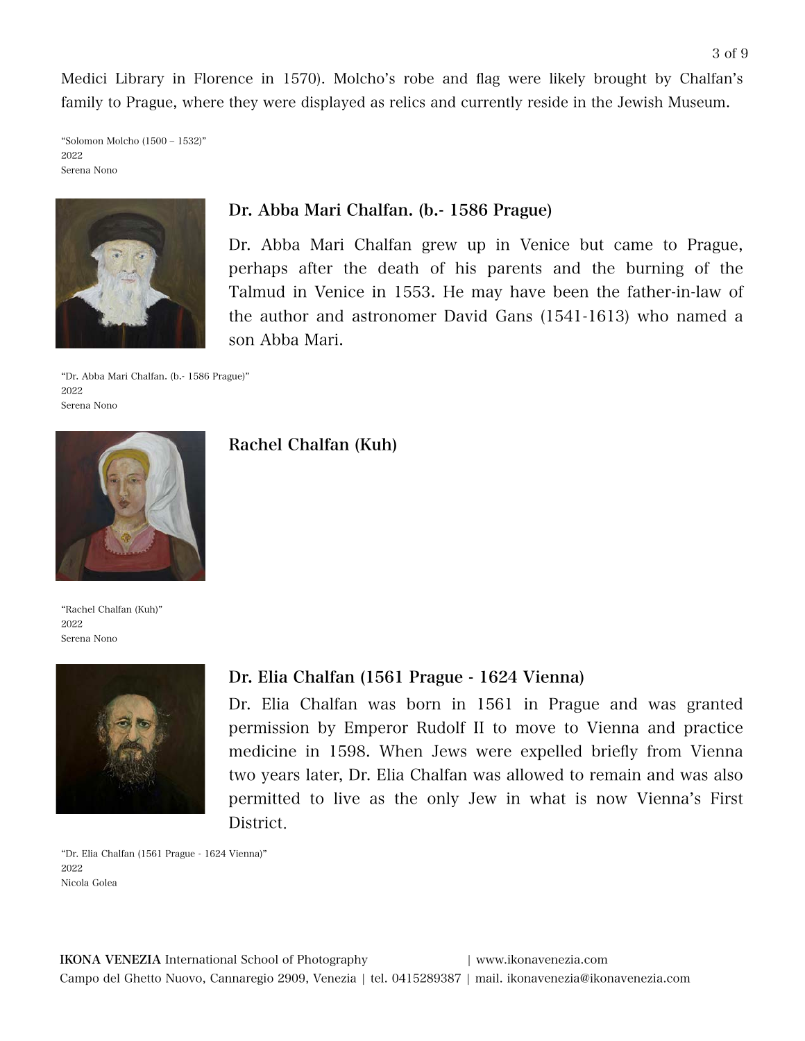Medici Library in Florence in 1570). Molcho's robe and flag were likely brought by Chalfan's family to Prague, where they were displayed as relics and currently reside in the Jewish Museum.

"Solomon Molcho (1500 – 1532)"
2022
Serena Nono

## Dr. Abba Mari Chalfan. (b.- 1586 Prague)

Dr. Abba Mari Chalfan grew up in Venice but came to Prague, perhaps after the death of his parents and the burning of the Talmud in Venice in 1553. He may have been the father-in-law of the author and astronomer David Gans (1541-1613) who named a son Abba Mari.

"Dr. Abba Mari Chalfan. (b.- 1586 Prague)"
2022
Serena Nono

## Rachel Chalfan (Kuh)

"Rachel Chalfan (Kuh)"
2022
Serena Nono

## Dr. Elia Chalfan (1561 Prague - 1624 Vienna)

Dr. Elia Chalfan was born in 1561 in Prague and was granted permission by Emperor Rudolf II to move to Vienna and practice medicine in 1598. When Jews were expelled briefly from Vienna two years later, Dr. Elia Chalfan was allowed to remain and was also permitted to live as the only Jew in what is now Vienna's First District.

"Dr. Elia Chalfan (1561 Prague - 1624 Vienna)"
2022
Nicola Golea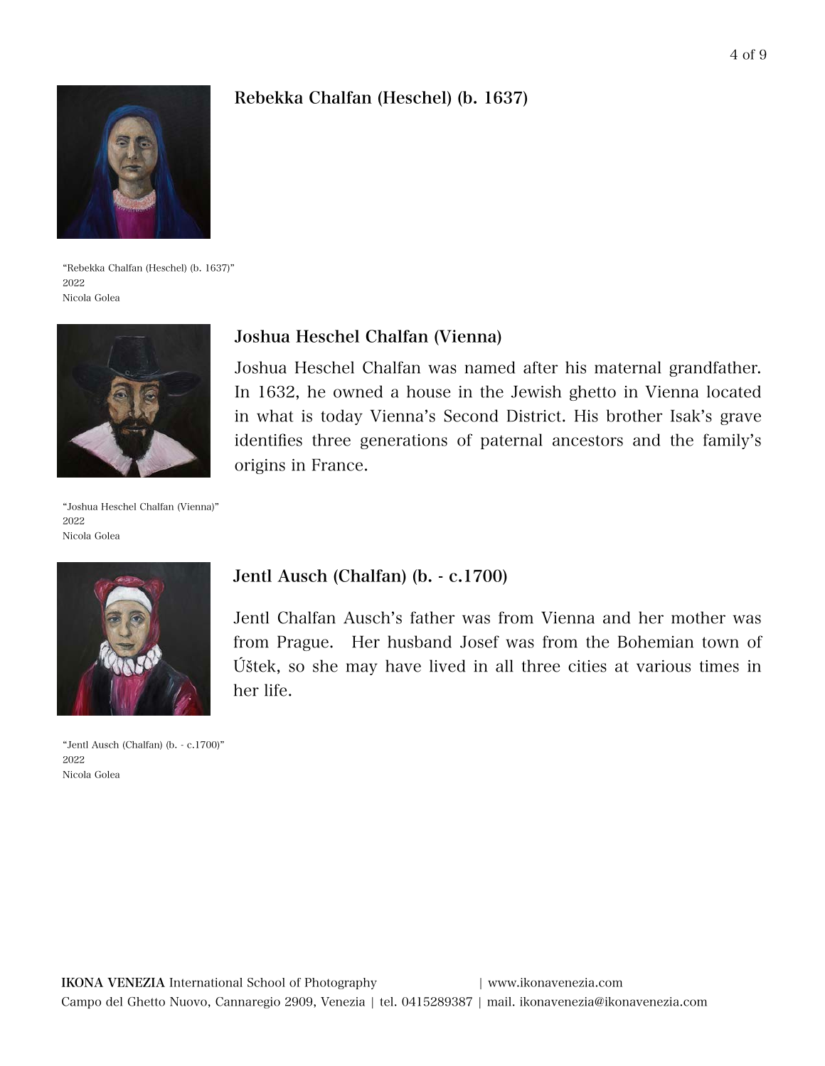## Rebekka Chalfan (Heschel) (b. 1637)

"Rebekka Chalfan (Heschel) (b. 1637)"
2022
Nicola Golea

## Joshua Heschel Chalfan (Vienna)

Joshua Heschel Chalfan was named after his maternal grandfather. In 1632, he owned a house in the Jewish ghetto in Vienna located in what is today Vienna's Second District. His brother Isak's grave identifies three generations of paternal ancestors and the family's origins in France.

"Joshua Heschel Chalfan (Vienna)"
2022
Nicola Golea

## Jentl Ausch (Chalfan) (b. - c.1700)

Jentl Chalfan Ausch's father was from Vienna and her mother was from Prague. Her husband Josef was from the Bohemian town of Úštek, so she may have lived in all three cities at various times in her life.

"Jentl Ausch (Chalfan) (b. - c.1700)"
2022
Nicola Golea

**IKONA VENEZIA** International School of Photography | www.ikonavenezia.com
Campo del Ghetto Nuovo, Cannaregio 2909, Venezia | tel. 0415289387 | mail. ikonavenezia@ikonavenezia.com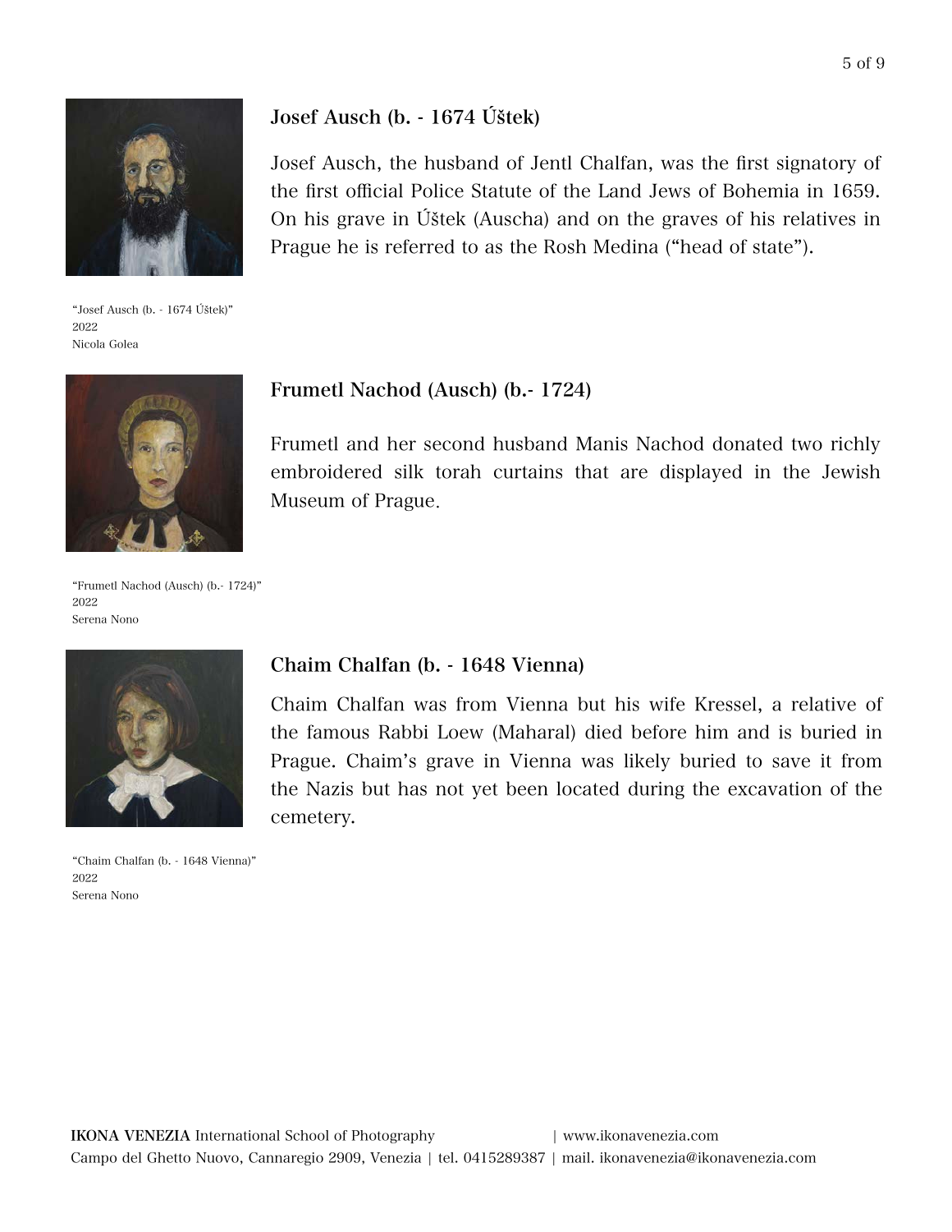## Josef Ausch (b. - 1674 Úštek)

Josef Ausch, the husband of Jentl Chalfan, was the first signatory of the first official Police Statute of the Land Jews of Bohemia in 1659. On his grave in Úštek (Auscha) and on the graves of his relatives in Prague he is referred to as the Rosh Medina ("head of state").

"Josef Ausch (b. - 1674 Úštek)"
2022
Nicola Golea

## Frumetl Nachod (Ausch) (b.- 1724)

Frumetl and her second husband Manis Nachod donated two richly embroidered silk torah curtains that are displayed in the Jewish Museum of Prague.

"Frumetl Nachod (Ausch) (b.- 1724)"
2022
Serena Nono

## Chaim Chalfan (b. - 1648 Vienna)

Chaim Chalfan was from Vienna but his wife Kressel, a relative of the famous Rabbi Loew (Maharal) died before him and is buried in Prague. Chaim's grave in Vienna was likely buried to save it from the Nazis but has not yet been located during the excavation of the cemetery.

"Chaim Chalfan (b. - 1648 Vienna)"
2022
Serena Nono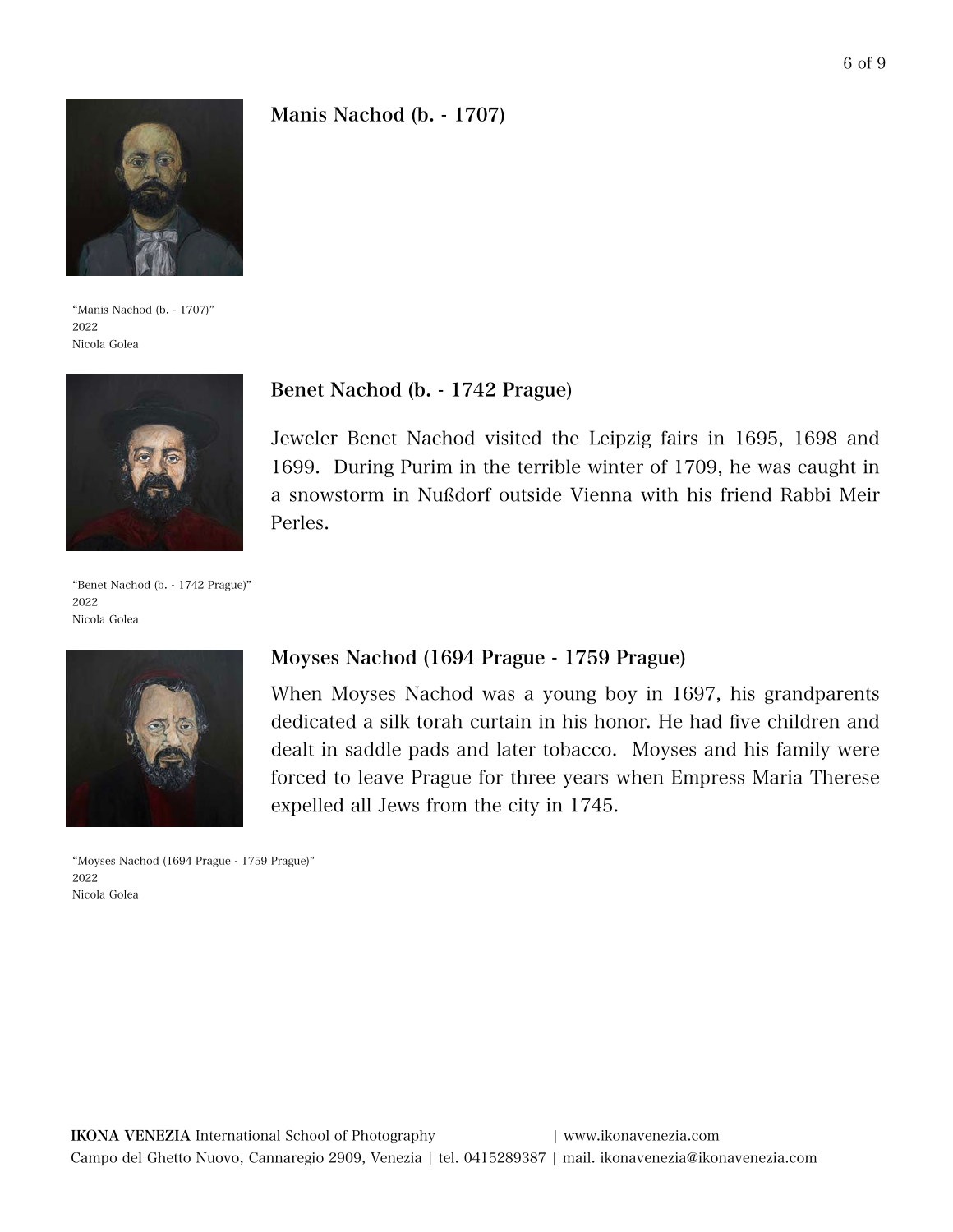## Manis Nachod (b. - 1707)

"Manis Nachod (b. - 1707)"
2022
Nicola Golea

## Benet Nachod (b. - 1742 Prague)

Jeweler Benet Nachod visited the Leipzig fairs in 1695, 1698 and 1699. During Purim in the terrible winter of 1709, he was caught in a snowstorm in Nußdorf outside Vienna with his friend Rabbi Meir Perles.

"Benet Nachod (b. - 1742 Prague)"
2022
Nicola Golea

## Moyses Nachod (1694 Prague - 1759 Prague)

When Moyses Nachod was a young boy in 1697, his grandparents dedicated a silk torah curtain in his honor. He had five children and dealt in saddle pads and later tobacco. Moyses and his family were forced to leave Prague for three years when Empress Maria Therese expelled all Jews from the city in 1745.

"Moyses Nachod (1694 Prague - 1759 Prague)"
2022
Nicola Golea

**IKONA VENEZIA** International School of Photography | www.ikonavenezia.com
Campo del Ghetto Nuovo, Cannaregio 2909, Venezia | tel. 0415289387 | mail. ikonavenezia@ikonavenezia.com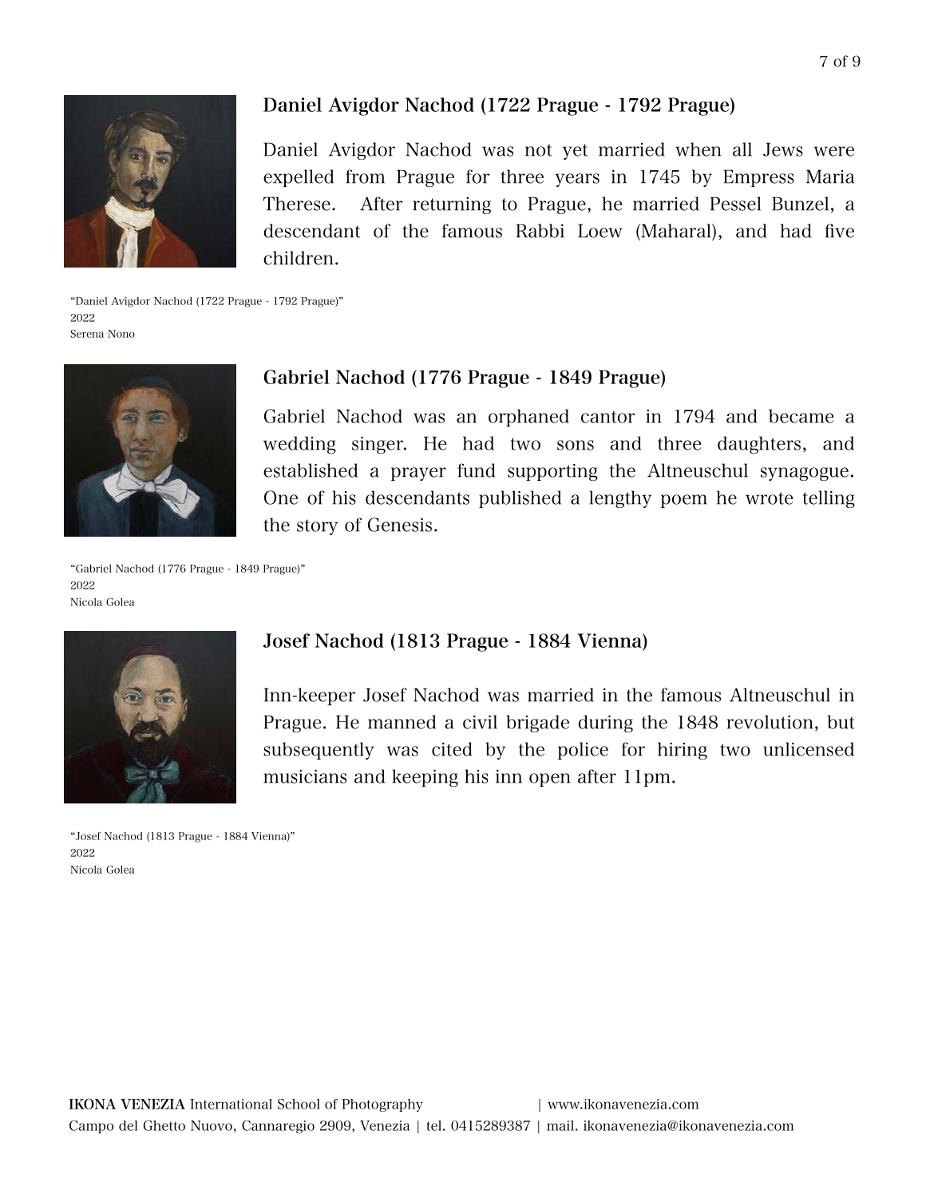## Daniel Avigdor Nachod (1722 Prague - 1792 Prague)

Daniel Avigdor Nachod was not yet married when all Jews were expelled from Prague for three years in 1745 by Empress Maria Therese. After returning to Prague, he married Pessel Bunzel, a descendant of the famous Rabbi Loew (Maharal), and had five children.

"Daniel Avigdor Nachod (1722 Prague - 1792 Prague)"
2022
Serena Nono

## Gabriel Nachod (1776 Prague - 1849 Prague)

Gabriel Nachod was an orphaned cantor in 1794 and became a wedding singer. He had two sons and three daughters, and established a prayer fund supporting the Altneuschul synagogue. One of his descendants published a lengthy poem he wrote telling the story of Genesis.

"Gabriel Nachod (1776 Prague - 1849 Prague)"
2022
Nicola Golea

## Josef Nachod (1813 Prague - 1884 Vienna)

Inn-keeper Josef Nachod was married in the famous Altneuschul in Prague. He manned a civil brigade during the 1848 revolution, but subsequently was cited by the police for hiring two unlicensed musicians and keeping his inn open after 11pm.

"Josef Nachod (1813 Prague - 1884 Vienna)"
2022
Nicola Golea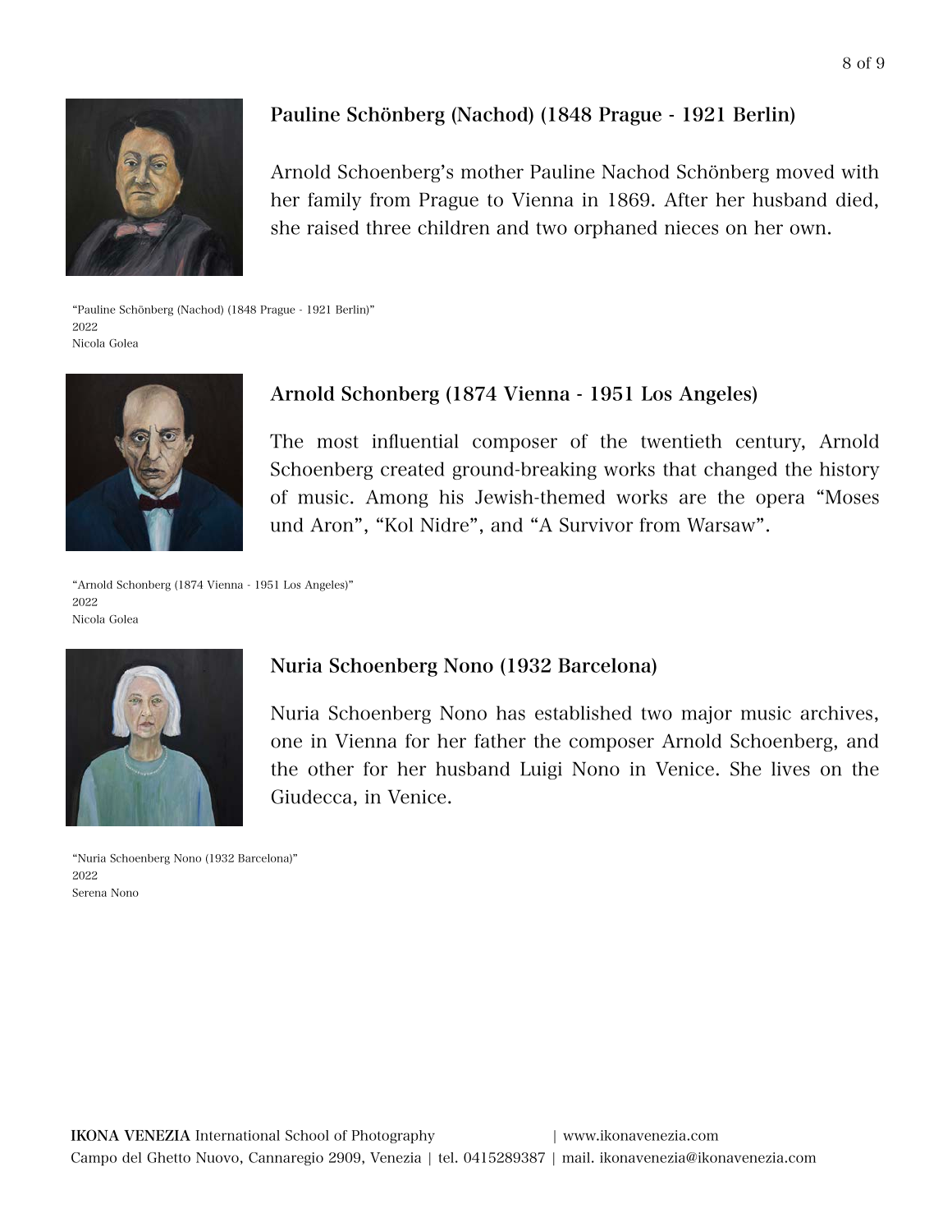### Pauline Schönberg (Nachod) (1848 Prague - 1921 Berlin)

Arnold Schoenberg’s mother Pauline Nachod Schönberg moved with her family from Prague to Vienna in 1869. After her husband died, she raised three children and two orphaned nieces on her own.

“Pauline Schönberg (Nachod) (1848 Prague - 1921 Berlin)”
2022
Nicola Golea

### Arnold Schonberg (1874 Vienna - 1951 Los Angeles)

The most influential composer of the twentieth century, Arnold Schoenberg created ground-breaking works that changed the history of music. Among his Jewish-themed works are the opera “Moses und Aron”, “Kol Nidre”, and “A Survivor from Warsaw”.

“Arnold Schonberg (1874 Vienna - 1951 Los Angeles)”
2022
Nicola Golea

### Nuria Schoenberg Nono (1932 Barcelona)

Nuria Schoenberg Nono has established two major music archives, one in Vienna for her father the composer Arnold Schoenberg, and the other for her husband Luigi Nono in Venice. She lives on the Giudecca, in Venice.

“Nuria Schoenberg Nono (1932 Barcelona)”
2022
Serena Nono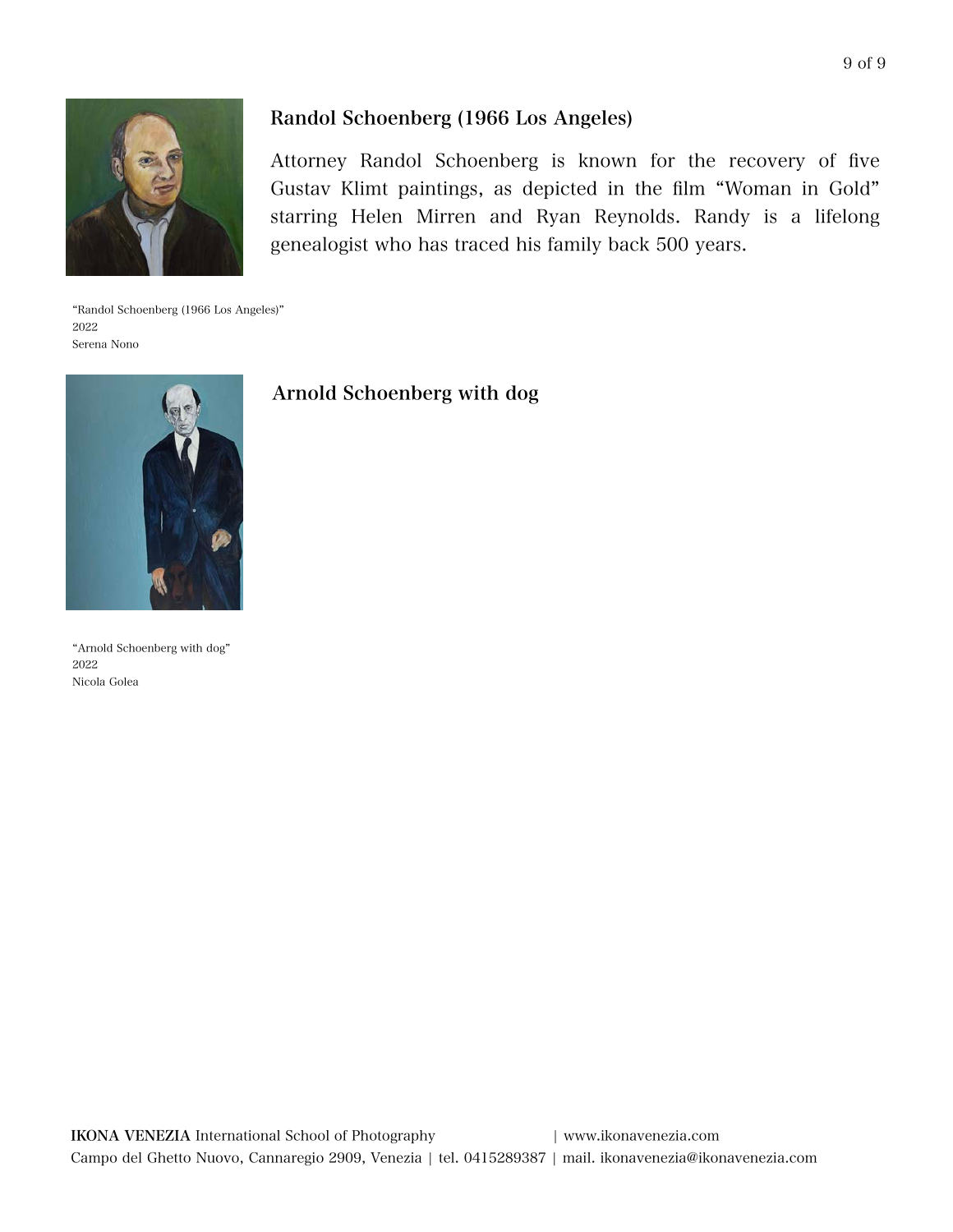## Randol Schoenberg (1966 Los Angeles)

Attorney Randol Schoenberg is known for the recovery of five Gustav Klimt paintings, as depicted in the film “Woman in Gold” starring Helen Mirren and Ryan Reynolds. Randy is a lifelong genealogist who has traced his family back 500 years.

“Randol Schoenberg (1966 Los Angeles)”
2022
Serena Nono

## Arnold Schoenberg with dog

“Arnold Schoenberg with dog”
2022
Nicola Golea

**IKONA VENEZIA** International School of Photography | www.ikonavenezia.com
Campo del Ghetto Nuovo, Cannaregio 2909, Venezia | tel. 0415289387 | mail. ikonavenezia@ikonavenezia.com